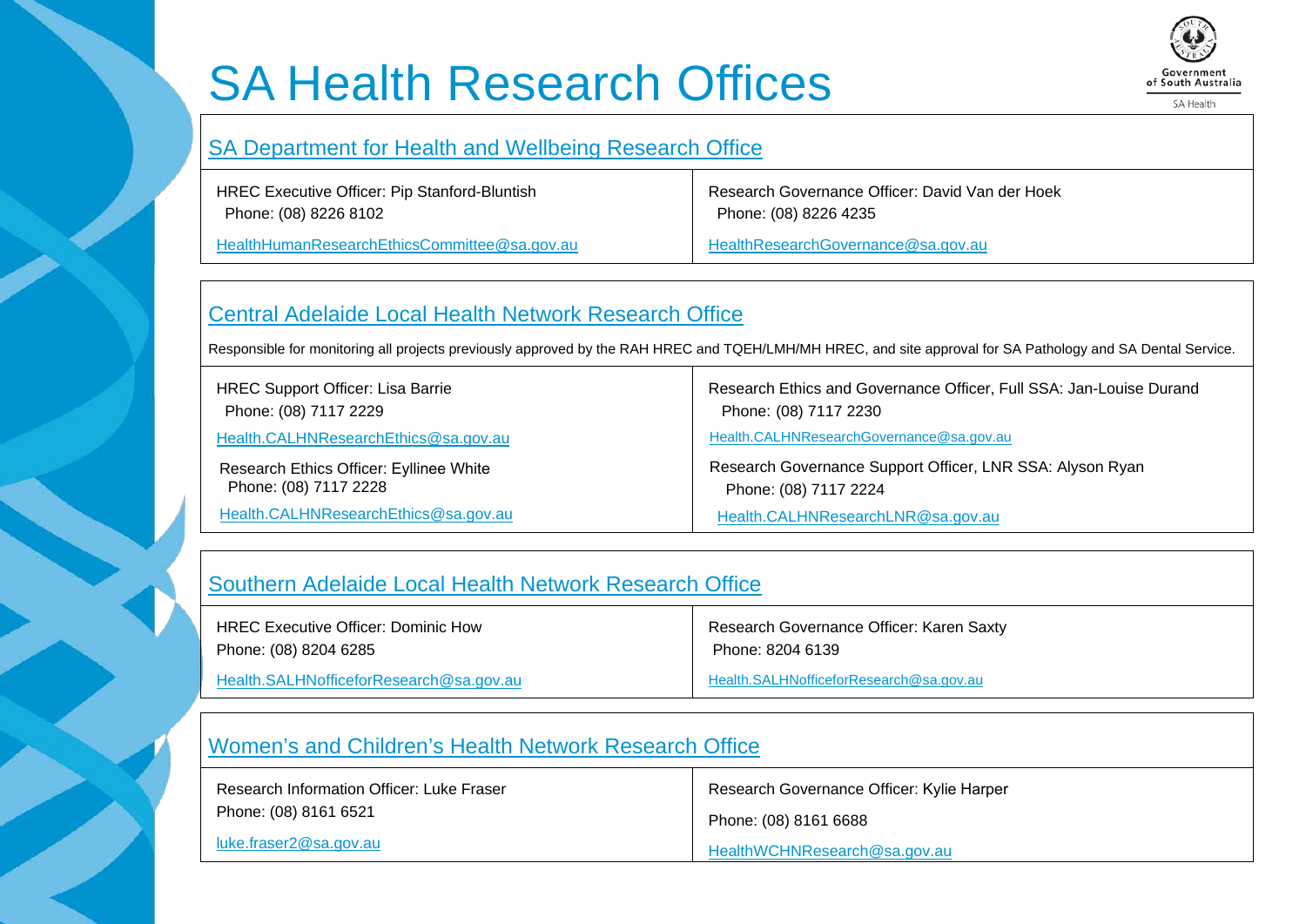# SA Health Research Offices

Government of South Australia

SA Health

## SA Department for Health and Wellbeing Research Office

| | |
|---|---|
| HREC Executive Officer: Pip Stanford-Bluntish<br>Phone: (08) 8226 8102<br>HealthHumanResearchEthicsCommittee@sa.gov.au | Research Governance Officer: David Van der Hoek<br>Phone: (08) 8226 4235<br>HealthResearchGovernance@sa.gov.au |

## Central Adelaide Local Health Network Research Office

Responsible for monitoring all projects previously approved by the RAH HREC and TQEH/LMH/MH HREC, and site approval for SA Pathology and SA Dental Service.

| | |
|---|---|
| HREC Support Officer: Lisa Barrie<br>Phone: (08) 7117 2229<br>Health.CALHNResearchEthics@sa.gov.au | Research Ethics and Governance Officer, Full SSA: Jan-Louise Durand<br>Phone: (08) 7117 2230<br>Health.CALHNResearchGovernance@sa.gov.au |
| Research Ethics Officer: Eyllinee White<br>Phone: (08) 7117 2228<br>Health.CALHNResearchEthics@sa.gov.au | Research Governance Support Officer, LNR SSA: Alyson Ryan<br>Phone: (08) 7117 2224<br>Health.CALHNResearchLNR@sa.gov.au |

## Southern Adelaide Local Health Network Research Office

| | |
|---|---|
| HREC Executive Officer: Dominic How<br>Phone: (08) 8204 6285<br>Health.SALHNofficeforResearch@sa.gov.au | Research Governance Officer: Karen Saxty<br>Phone: 8204 6139<br>Health.SALHNofficeforResearch@sa.gov.au |

## Women's and Children's Health Network Research Office

| | |
|---|---|
| Research Information Officer: Luke Fraser<br>Phone: (08) 8161 6521<br>luke.fraser2@sa.gov.au | Research Governance Officer: Kylie Harper<br>Phone: (08) 8161 6688<br>HealthWCHNResearch@sa.gov.au |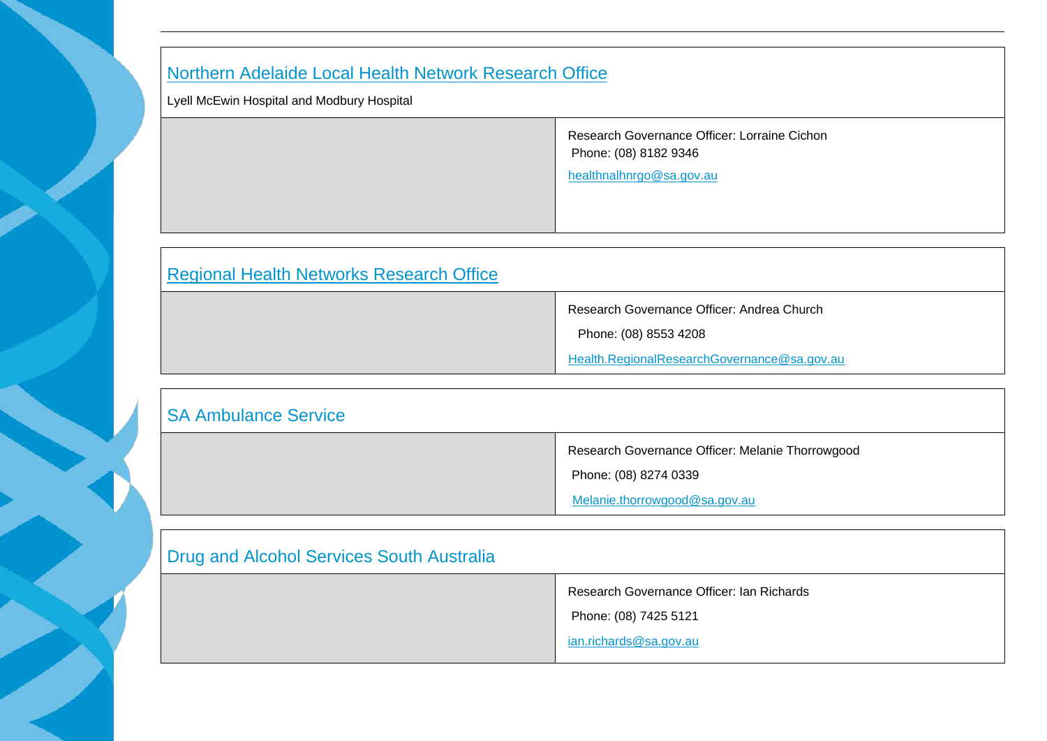## Northern Adelaide Local Health Network Research Office

Lyell McEwin Hospital and Modbury Hospital

| | |
|---|---|
| | Research Governance Officer: Lorraine Cichon<br>Phone: (08) 8182 9346<br>healthnalhnrgo@sa.gov.au |

## Regional Health Networks Research Office

| | |
|---|---|
| | Research Governance Officer: Andrea Church<br>Phone: (08) 8553 4208<br>Health.RegionalResearchGovernance@sa.gov.au |

## SA Ambulance Service

| | |
|---|---|
| | Research Governance Officer: Melanie Thorrowgood<br>Phone: (08) 8274 0339<br>Melanie.thorrowgood@sa.gov.au |

## Drug and Alcohol Services South Australia

| | |
|---|---|
| | Research Governance Officer: Ian Richards<br>Phone: (08) 7425 5121<br>ian.richards@sa.gov.au |